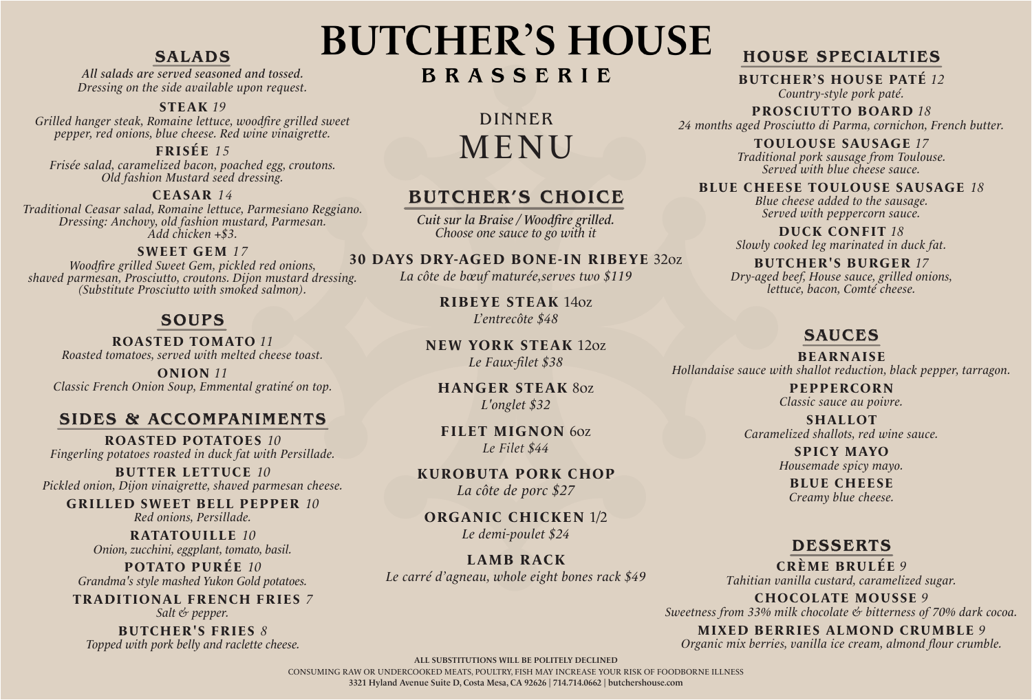# BUTCHER'S HOUSE

## BRASSERIE

### DINNER MENU

## SALADS

*All salads are served seasoned and tossed. Dressing on the side available upon request.*

**STEAK** *19*
*Grilled hanger steak, Romaine lettuce, woodfire grilled sweet pepper, red onions, blue cheese. Red wine vinaigrette.*

**FRISÉE** *15*
*Frisée salad, caramelized bacon, poached egg, croutons. Old fashion Mustard seed dressing.*

**CEASAR** *14*
*Traditional Ceasar salad, Romaine lettuce, Parmesiano Reggiano. Dressing: Anchovy, old fashion mustard, Parmesan. Add chicken +$3.*

**SWEET GEM** *17*
*Woodfire grilled Sweet Gem, pickled red onions, shaved parmesan, Prosciutto, croutons. Dijon mustard dressing. (Substitute Prosciutto with smoked salmon).*

## SOUPS

**ROASTED TOMATO** *11*
*Roasted tomatoes, served with melted cheese toast.*

**ONION** *11*
*Classic French Onion Soup, Emmental gratiné on top.*

## SIDES & ACCOMPANIMENTS

**ROASTED POTATOES** *10*
*Fingerling potatoes roasted in duck fat with Persillade.*

**BUTTER LETTUCE** *10*
*Pickled onion, Dijon vinaigrette, shaved parmesan cheese.*

**GRILLED SWEET BELL PEPPER** *10*
*Red onions, Persillade.*

**RATATOUILLE** *10*
*Onion, zucchini, eggplant, tomato, basil.*

**POTATO PURÉE** *10*
*Grandma's style mashed Yukon Gold potatoes.*

**TRADITIONAL FRENCH FRIES** *7*
*Salt & pepper.*

**BUTCHER'S FRIES** *8*
*Topped with pork belly and raclette cheese.*

## BUTCHER'S CHOICE

*Cuit sur la Braise / Woodfire grilled. Choose one sauce to go with it*

**30 DAYS DRY-AGED BONE-IN RIBEYE** 32oz
*La côte de bœuf maturée,serves two $119*

**RIBEYE STEAK** 14oz
*L'entrecôte $48*

**NEW YORK STEAK** 12oz
*Le Faux-filet $38*

**HANGER STEAK** 8oz
*L'onglet $32*

**FILET MIGNON** 6oz
*Le Filet $44*

**KUROBUTA PORK CHOP**
*La côte de porc $27*

**ORGANIC CHICKEN** 1/2
*Le demi-poulet $24*

**LAMB RACK**
*Le carré d'agneau, whole eight bones rack $49*

## HOUSE SPECIALTIES

**BUTCHER'S HOUSE PATÉ** *12*
*Country-style pork paté.*

**PROSCIUTTO BOARD** *18*
*24 months aged Prosciutto di Parma, cornichon, French butter.*

**TOULOUSE SAUSAGE** *17*
*Traditional pork sausage from Toulouse. Served with blue cheese sauce.*

**BLUE CHEESE TOULOUSE SAUSAGE** *18*
*Blue cheese added to the sausage. Served with peppercorn sauce.*

**DUCK CONFIT** *18*
*Slowly cooked leg marinated in duck fat.*

**BUTCHER'S BURGER** *17*
*Dry-aged beef, House sauce, grilled onions, lettuce, bacon, Comté cheese.*

## SAUCES

**BEARNAISE**
*Hollandaise sauce with shallot reduction, black pepper, tarragon.*

**PEPPERCORN**
*Classic sauce au poivre.*

**SHALLOT**
*Caramelized shallots, red wine sauce.*

**SPICY MAYO**
*Housemade spicy mayo.*

**BLUE CHEESE**
*Creamy blue cheese.*

## DESSERTS

**CRÈME BRULÉE** *9*
*Tahitian vanilla custard, caramelized sugar.*

**CHOCOLATE MOUSSE** *9*
*Sweetness from 33% milk chocolate & bitterness of 70% dark cocoa.*

**MIXED BERRIES ALMOND CRUMBLE** *9*
*Organic mix berries, vanilla ice cream, almond flour crumble.*

ALL SUBSTITUTIONS WILL BE POLITELY DECLINED

CONSUMING RAW OR UNDERCOOKED MEATS, POULTRY, FISH MAY INCREASE YOUR RISK OF FOODBORNE ILLNESS

3321 Hyland Avenue Suite D, Costa Mesa, CA 92626 | 714.714.0662 | butchershouse.com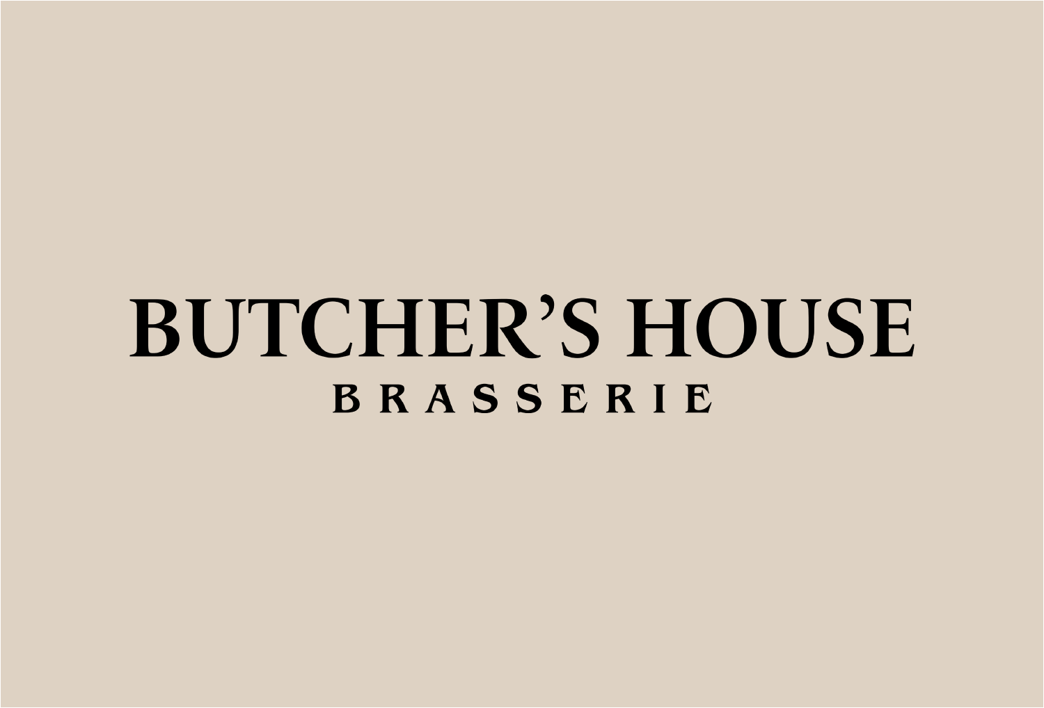# BUTCHER'S HOUSE

## BRASSERIE